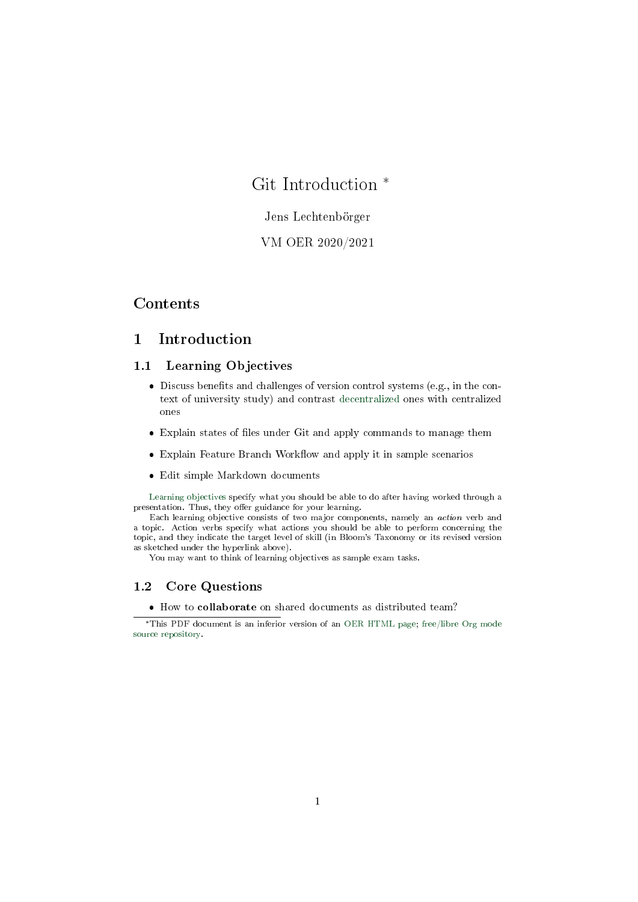# Git Introduction *

Jens Lechtenbörger

VM OER 2020/2021

## Contents

# 1 Introduction

## 1.1 Learning Objectives

- Discuss benefits and challenges of version control systems (e.g., in the context of university study) and contrast decentralized ones with centralized ones
- Explain states of files under Git and apply commands to manage them
- Explain Feature Branch Workflow and apply it in sample scenarios
- Edit simple Markdown documents

Learning objectives specify what you should be able to do after having worked through a presentation. Thus, they offer guidance for your learning.

Each learning objective consists of two major components, namely an *action* verb and a topic. Action verbs specify what actions you should be able to perform concerning the topic, and they indicate the target level of skill (in Bloom's Taxonomy or its revised version as sketched under the hyperlink above).

You may want to think of learning objectives as sample exam tasks.

## 1.2 Core Questions

- How to **collaborate** on shared documents as distributed team?

*This PDF document is an inferior version of an OER HTML page; free/libre Org mode source repository.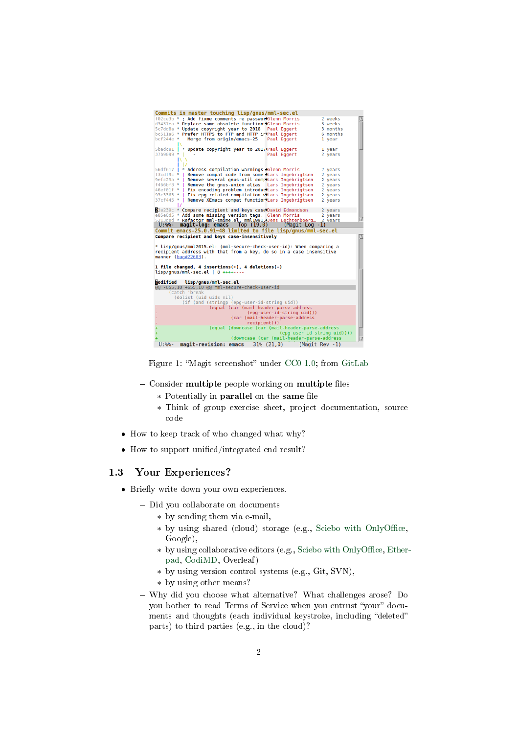Figure 1: “Magit screenshot” under CC0 1.0; from GitLab

- Consider **multiple** people working on **multiple** files
  - Potentially in **parallel** on the **same** file
  - Think of group exercise sheet, project documentation, source code
- How to keep track of who changed what why?
- How to support unified/integrated end result?

### 1.3 Your Experiences?

- Briefly write down your own experiences.
  - Did you collaborate on documents
    - by sending them via e-mail,
    - by using shared (cloud) storage (e.g., Sciebo with OnlyOffice, Google),
    - by using collaborative editors (e.g., Sciebo with OnlyOffice, Etherpad, CodiMD, Overleaf)
    - by using version control systems (e.g., Git, SVN),
    - by using other means?
  - Why did you choose what alternative? What challenges arose? Do you bother to read Terms of Service when you entrust “your” documents and thoughts (each individual keystroke, including “deleted” parts) to third parties (e.g., in the cloud)?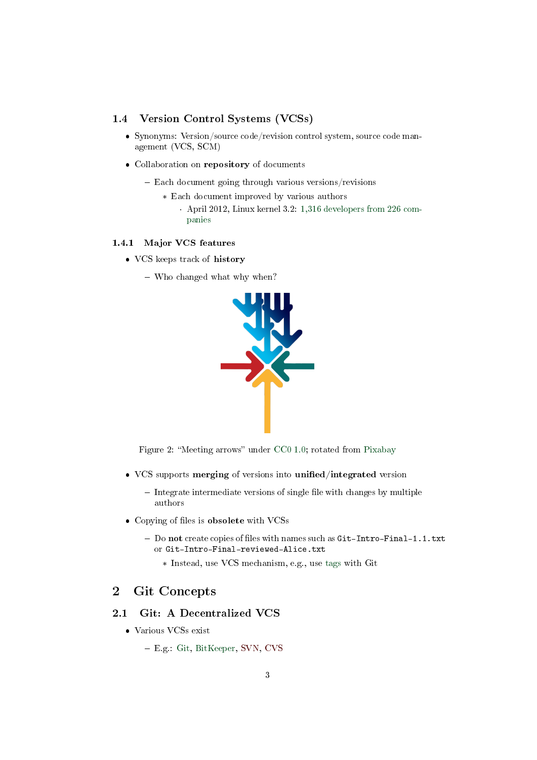## 1.4 Version Control Systems (VCSs)

- Synonyms: Version/source code/revision control system, source code management (VCS, SCM)
- Collaboration on **repository** of documents
  - Each document going through various versions/revisions
    - Each document improved by various authors
      - April 2012, Linux kernel 3.2: 1,316 developers from 226 companies

### 1.4.1 Major VCS features

- VCS keeps track of **history**
  - Who changed what why when?

Figure 2: "Meeting arrows" under CC0 1.0; rotated from Pixabay

- VCS supports **merging** of versions into **unified/integrated** version
  - Integrate intermediate versions of single file with changes by multiple authors
- Copying of files is **obsolete** with VCSs
  - Do **not** create copies of files with names such as `Git-Intro-Final-1.1.txt` or `Git-Intro-Final-reviewed-Alice.txt`
    - Instead, use VCS mechanism, e.g., use tags with Git

# 2 Git Concepts

## 2.1 Git: A Decentralized VCS

- Various VCSs exist
  - E.g.: Git, BitKeeper, SVN, CVS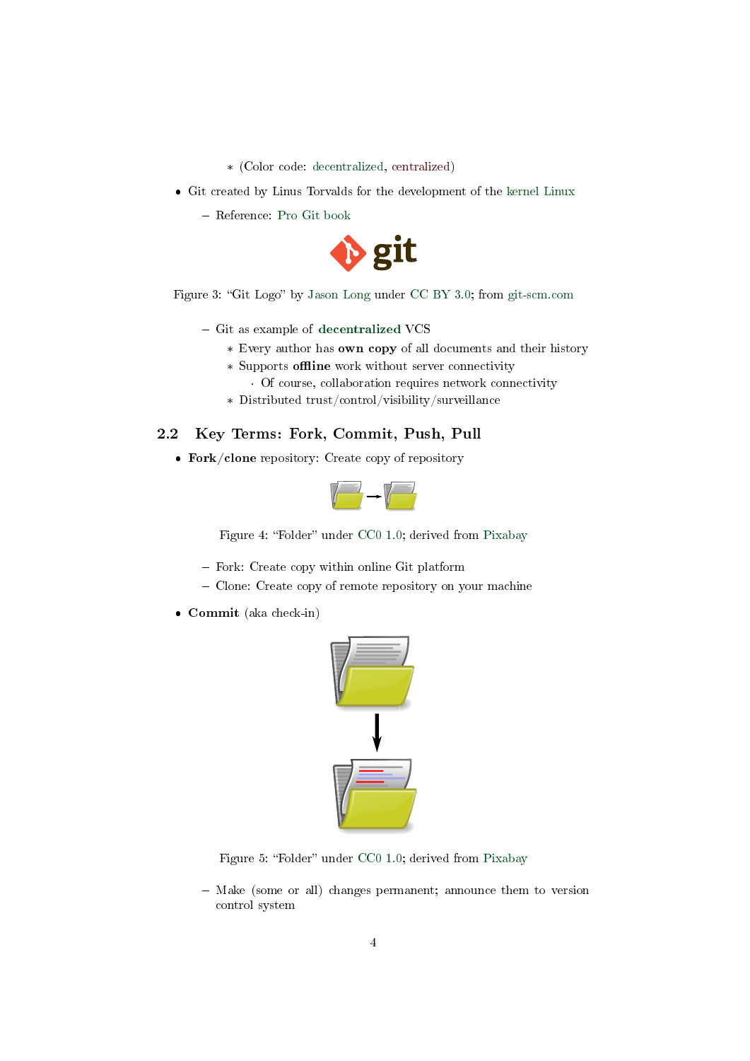- (Color code: decentralized, centralized)

- Git created by Linus Torvalds for the development of the kernel Linux
    - Reference: Pro Git book

Figure 3: "Git Logo" by Jason Long under CC BY 3.0; from git-scm.com

    - Git as example of **decentralized** VCS
        - Every author has **own copy** of all documents and their history
        - Supports **offline** work without server connectivity
            - Of course, collaboration requires network connectivity
        - Distributed trust/control/visibility/surveillance

## 2.2 Key Terms: Fork, Commit, Push, Pull

- **Fork/clone** repository: Create copy of repository

Figure 4: "Folder" under CC0 1.0; derived from Pixabay

    - Fork: Create copy within online Git platform
    - Clone: Create copy of remote repository on your machine

- **Commit** (aka check-in)

Figure 5: "Folder" under CC0 1.0; derived from Pixabay

    - Make (some or all) changes permanent; announce them to version control system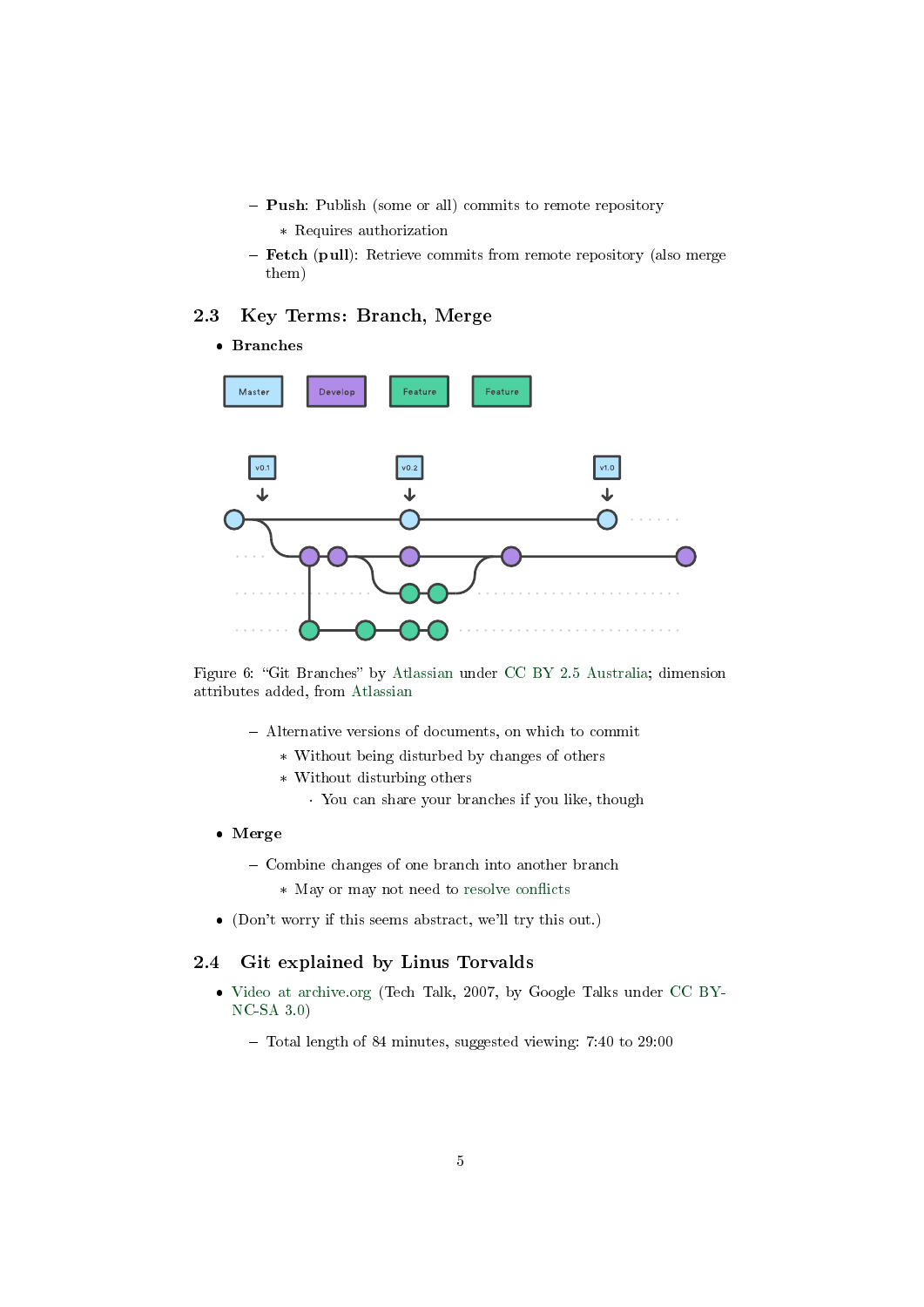- **Push**: Publish (some or all) commits to remote repository
  - Requires authorization
- **Fetch** (**pull**): Retrieve commits from remote repository (also merge them)

## 2.3 Key Terms: Branch, Merge

- **Branches**

Figure 6: "Git Branches" by Atlassian under CC BY 2.5 Australia; dimension attributes added, from Atlassian

  - Alternative versions of documents, on which to commit
    - Without being disturbed by changes of others
    - Without disturbing others
      - You can share your branches if you like, though
- **Merge**
  - Combine changes of one branch into another branch
    - May or may not need to resolve conflicts
- (Don't worry if this seems abstract, we'll try this out.)

## 2.4 Git explained by Linus Torvalds

- Video at archive.org (Tech Talk, 2007, by Google Talks under CC BY-NC-SA 3.0)
  - Total length of 84 minutes, suggested viewing: 7:40 to 29:00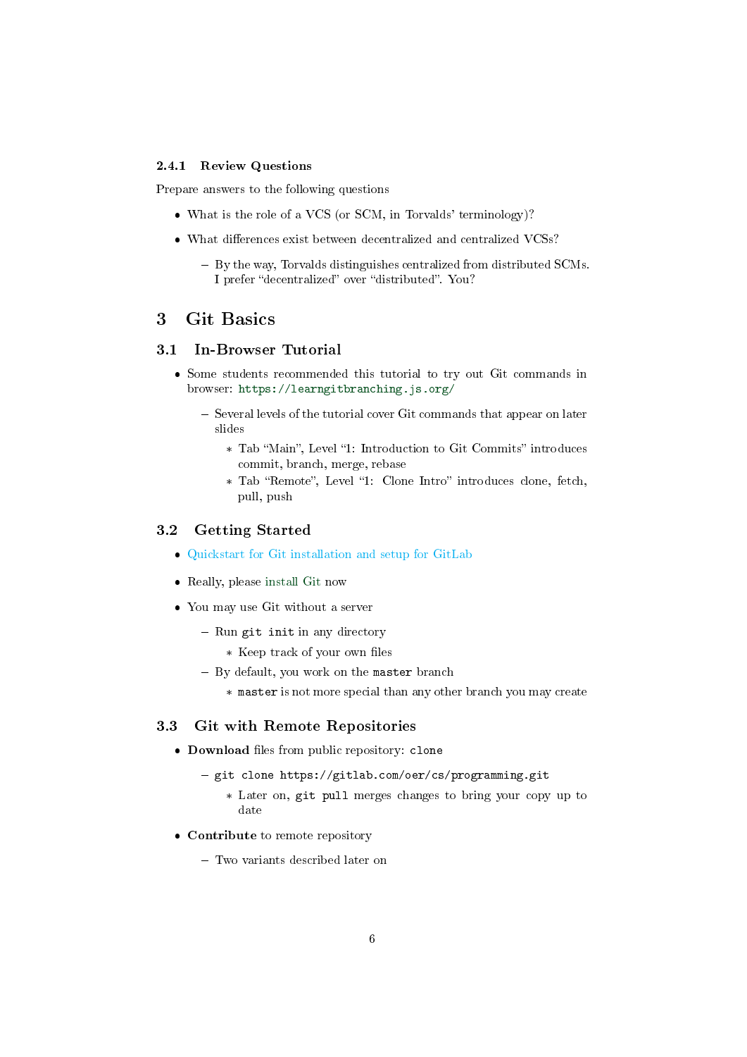#### 2.4.1 Review Questions

Prepare answers to the following questions

- What is the role of a VCS (or SCM, in Torvalds' terminology)?
- What differences exist between decentralized and centralized VCSs?
  - By the way, Torvalds distinguishes centralized from distributed SCMs. I prefer "decentralized" over "distributed". You?

# 3 Git Basics

## 3.1 In-Browser Tutorial

- Some students recommended this tutorial to try out Git commands in browser: `https://learngitbranching.js.org/`
  - Several levels of the tutorial cover Git commands that appear on later slides
    - Tab "Main", Level "1: Introduction to Git Commits" introduces commit, branch, merge, rebase
    - Tab "Remote", Level "1: Clone Intro" introduces clone, fetch, pull, push

## 3.2 Getting Started

- Quickstart for Git installation and setup for GitLab
- Really, please install Git now
- You may use Git without a server
  - Run `git init` in any directory
    - Keep track of your own files
  - By default, you work on the `master` branch
    - `master` is not more special than any other branch you may create

## 3.3 Git with Remote Repositories

- **Download** files from public repository: `clone`
  - `git clone https://gitlab.com/oer/cs/programming.git`
    - Later on, `git pull` merges changes to bring your copy up to date
- **Contribute** to remote repository
  - Two variants described later on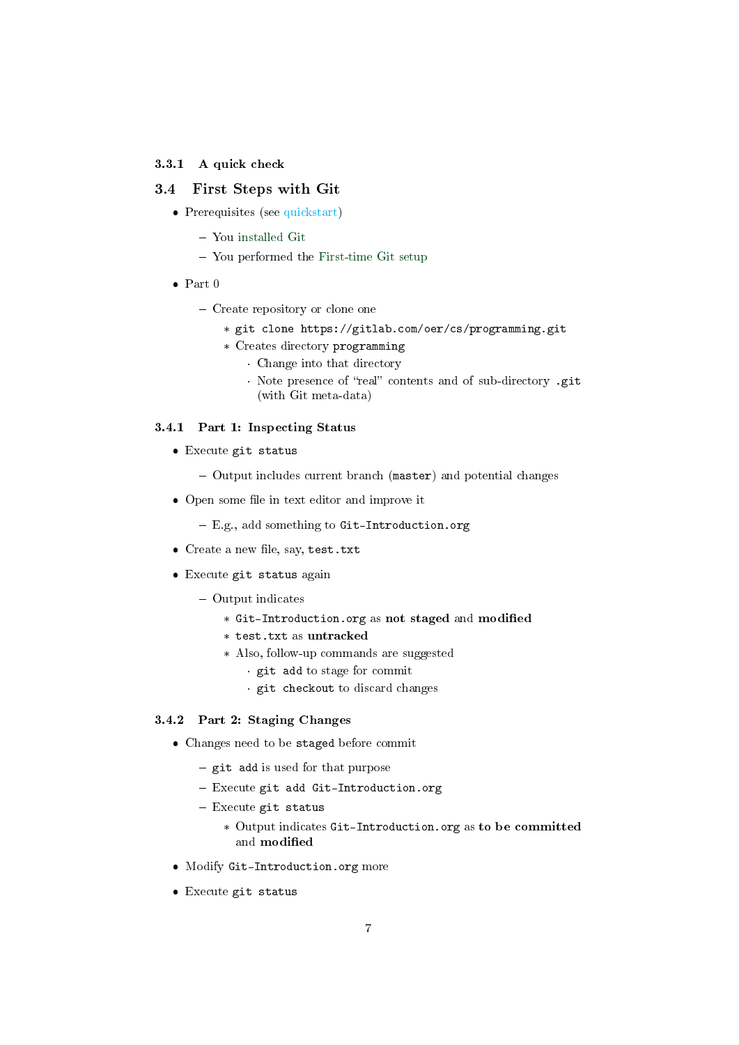#### 3.3.1 A quick check

### 3.4 First Steps with Git

- Prerequisites (see quickstart)
  - You installed Git
  - You performed the First-time Git setup
- Part 0
  - Create repository or clone one
    - `git clone https://gitlab.com/oer/cs/programming.git`
    - Creates directory `programming`
      - Change into that directory
      - Note presence of "real" contents and of sub-directory `.git` (with Git meta-data)

#### 3.4.1 Part 1: Inspecting Status

- Execute `git status`
  - Output includes current branch (`master`) and potential changes
- Open some file in text editor and improve it
  - E.g., add something to `Git-Introduction.org`
- Create a new file, say, `test.txt`
- Execute `git status` again
  - Output indicates
    - `Git-Introduction.org` as **not staged** and **modified**
    - `test.txt` as **untracked**
    - Also, follow-up commands are suggested
      - `git add` to stage for commit
      - `git checkout` to discard changes

#### 3.4.2 Part 2: Staging Changes

- Changes need to be `staged` before commit
  - `git add` is used for that purpose
  - Execute `git add Git-Introduction.org`
  - Execute `git status`
    - Output indicates `Git-Introduction.org` as **to be committed** and **modified**
- Modify `Git-Introduction.org` more
- Execute `git status`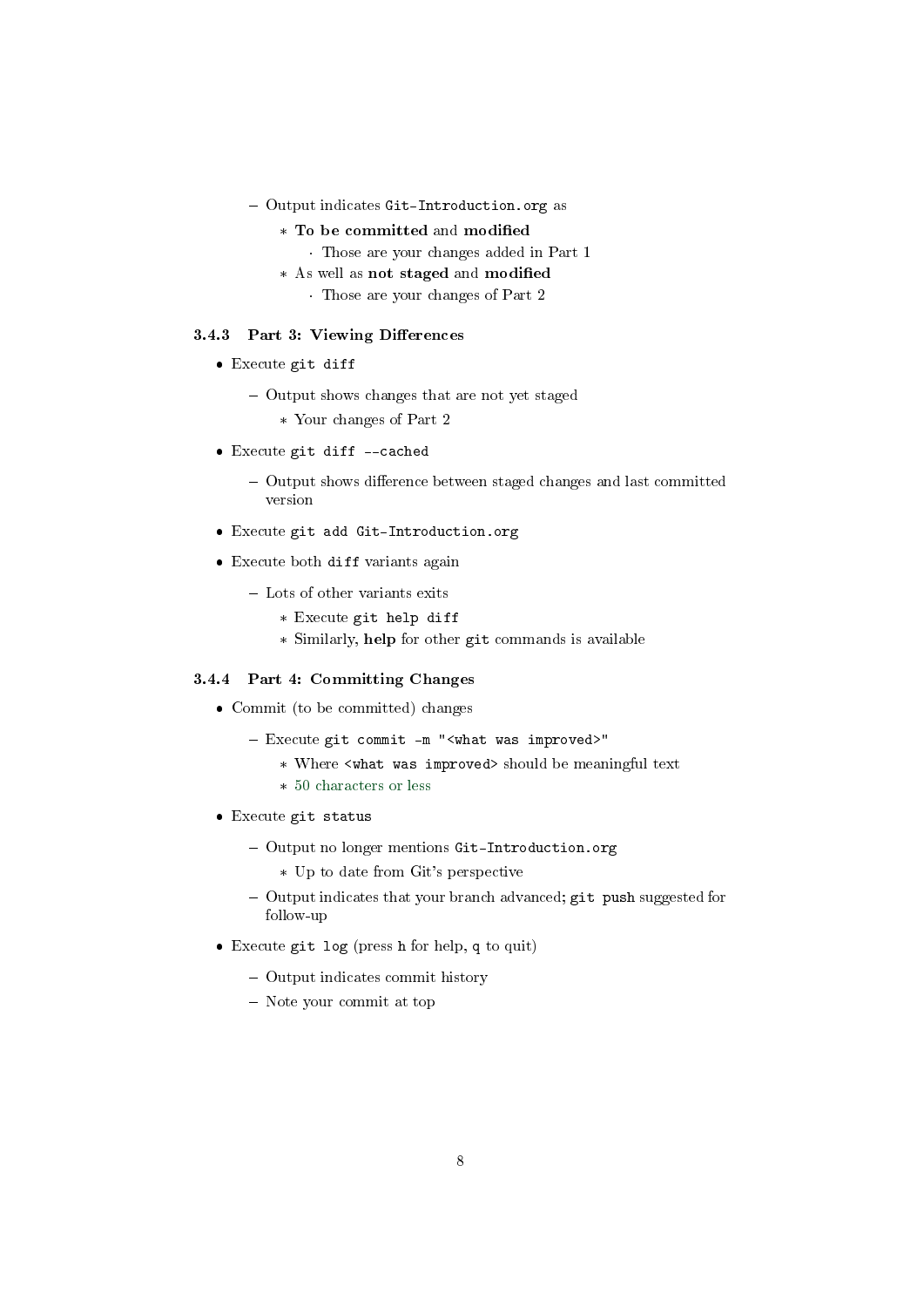- Output indicates `Git-Introduction.org` as
  - **To be committed** and **modified**
    - Those are your changes added in Part 1
  - As well as **not staged** and **modified**
    - Those are your changes of Part 2

### 3.4.3 Part 3: Viewing Differences

- Execute `git diff`
  - Output shows changes that are not yet staged
    - Your changes of Part 2
- Execute `git diff --cached`
  - Output shows difference between staged changes and last committed version
- Execute `git add Git-Introduction.org`
- Execute both `diff` variants again
  - Lots of other variants exits
    - Execute `git help diff`
    - Similarly, **help** for other `git` commands is available

### 3.4.4 Part 4: Committing Changes

- Commit (to be committed) changes
  - Execute `git commit -m "<what was improved>"`
    - Where `<what was improved>` should be meaningful text
    - 50 characters or less
- Execute `git status`
  - Output no longer mentions `Git-Introduction.org`
    - Up to date from Git's perspective
  - Output indicates that your branch advanced; `git push` suggested for follow-up
- Execute `git log` (press `h` for help, `q` to quit)
  - Output indicates commit history
  - Note your commit at top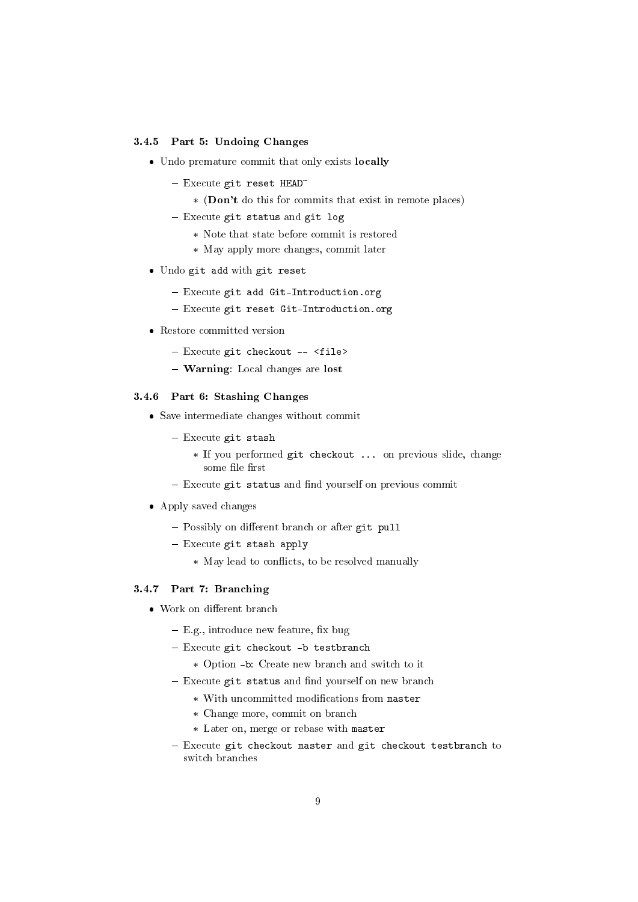### 3.4.5 Part 5: Undoing Changes

- Undo premature commit that only exists **locally**
  - Execute `git reset HEAD~`
    - (**Don't** do this for commits that exist in remote places)
  - Execute `git status` and `git log`
    - Note that state before commit is restored
    - May apply more changes, commit later
- Undo `git add` with `git reset`
  - Execute `git add Git-Introduction.org`
  - Execute `git reset Git-Introduction.org`
- Restore committed version
  - Execute `git checkout -- <file>`
  - **Warning**: Local changes are **lost**

### 3.4.6 Part 6: Stashing Changes

- Save intermediate changes without commit
  - Execute `git stash`
    - If you performed `git checkout ...` on previous slide, change some file first
  - Execute `git status` and find yourself on previous commit
- Apply saved changes
  - Possibly on different branch or after `git pull`
  - Execute `git stash apply`
    - May lead to conflicts, to be resolved manually

### 3.4.7 Part 7: Branching

- Work on different branch
  - E.g., introduce new feature, fix bug
  - Execute `git checkout -b testbranch`
    - Option `-b`: Create new branch and switch to it
  - Execute `git status` and find yourself on new branch
    - With uncommitted modifications from `master`
    - Change more, commit on branch
    - Later on, merge or rebase with `master`
  - Execute `git checkout master` and `git checkout testbranch` to switch branches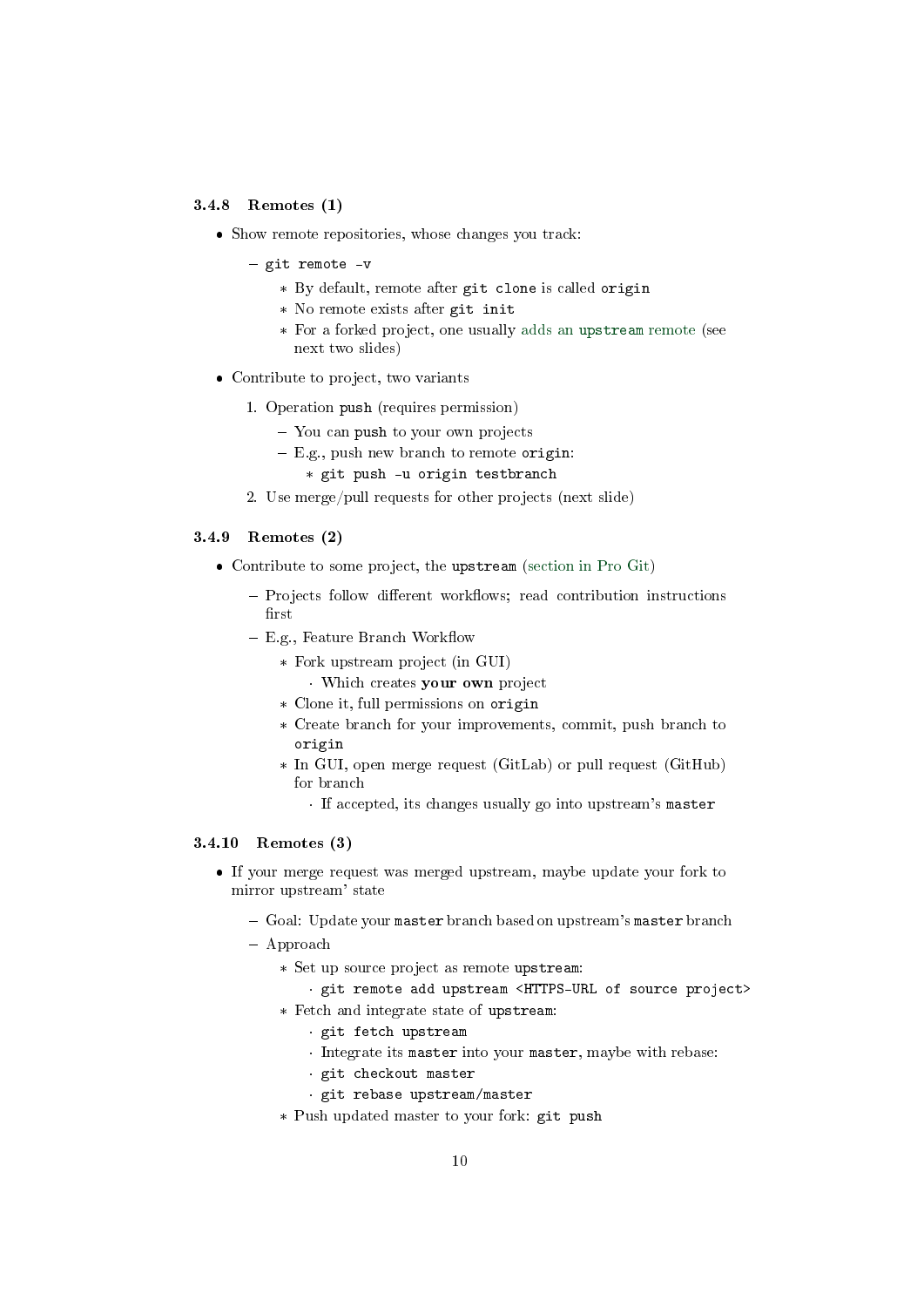### 3.4.8 Remotes (1)

- Show remote repositories, whose changes you track:
  - `git remote -v`
    - By default, remote after `git clone` is called `origin`
    - No remote exists after `git init`
    - For a forked project, one usually adds an `upstream` remote (see next two slides)
- Contribute to project, two variants
  1. Operation `push` (requires permission)
     - You can `push` to your own projects
     - E.g., push new branch to remote `origin`:
       - `git push -u origin testbranch`
  2. Use merge/pull requests for other projects (next slide)

### 3.4.9 Remotes (2)

- Contribute to some project, the `upstream` (section in Pro Git)
  - Projects follow different workflows; read contribution instructions first
  - E.g., Feature Branch Workflow
    - Fork upstream project (in GUI)
      - Which creates **your own** project
    - Clone it, full permissions on `origin`
    - Create branch for your improvements, commit, push branch to `origin`
    - In GUI, open merge request (GitLab) or pull request (GitHub) for branch
      - If accepted, its changes usually go into upstream's `master`

### 3.4.10 Remotes (3)

- If your merge request was merged upstream, maybe update your fork to mirror upstream' state
  - Goal: Update your `master` branch based on upstream's `master` branch
  - Approach
    - Set up source project as remote `upstream`:
      - `git remote add upstream <HTTPS-URL of source project>`
    - Fetch and integrate state of `upstream`:
      - `git fetch upstream`
      - Integrate its `master` into your `master`, maybe with rebase:
      - `git checkout master`
      - `git rebase upstream/master`
    - Push updated master to your fork: `git push`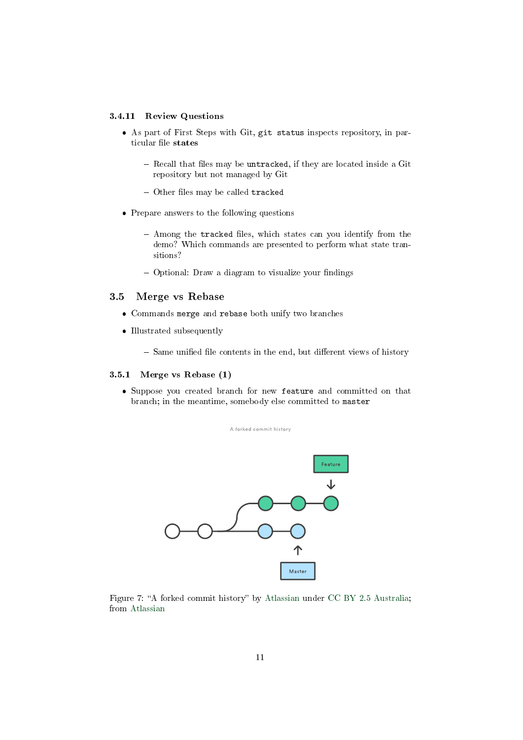### 3.4.11 Review Questions

- As part of First Steps with Git, `git status` inspects repository, in particular file **states**
  - Recall that files may be `untracked`, if they are located inside a Git repository but not managed by Git
  - Other files may be called `tracked`
- Prepare answers to the following questions
  - Among the `tracked` files, which states can you identify from the demo? Which commands are presented to perform what state transitions?
  - Optional: Draw a diagram to visualize your findings

## 3.5 Merge vs Rebase

- Commands `merge` and `rebase` both unify two branches
- Illustrated subsequently
  - Same unified file contents in the end, but different views of history

### 3.5.1 Merge vs Rebase (1)

- Suppose you created branch for new `feature` and committed on that branch; in the meantime, somebody else committed to `master`

Figure 7: "A forked commit history" by Atlassian under CC BY 2.5 Australia; from Atlassian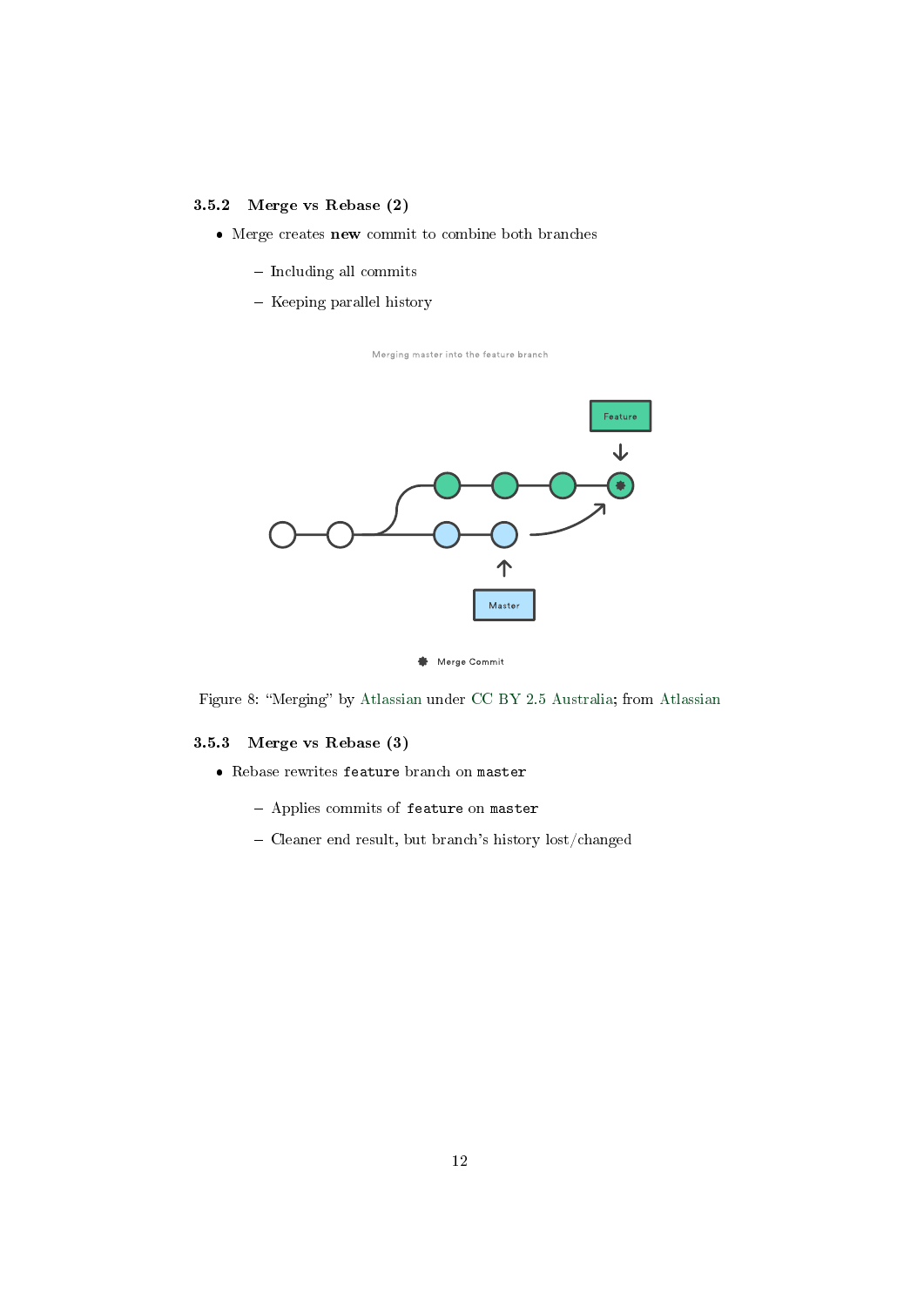### 3.5.2 Merge vs Rebase (2)

- Merge creates **new** commit to combine both branches
  - Including all commits
  - Keeping parallel history

Figure 8: "Merging" by Atlassian under CC BY 2.5 Australia; from Atlassian

### 3.5.3 Merge vs Rebase (3)

- Rebase rewrites `feature` branch on `master`
  - Applies commits of `feature` on `master`
  - Cleaner end result, but branch's history lost/changed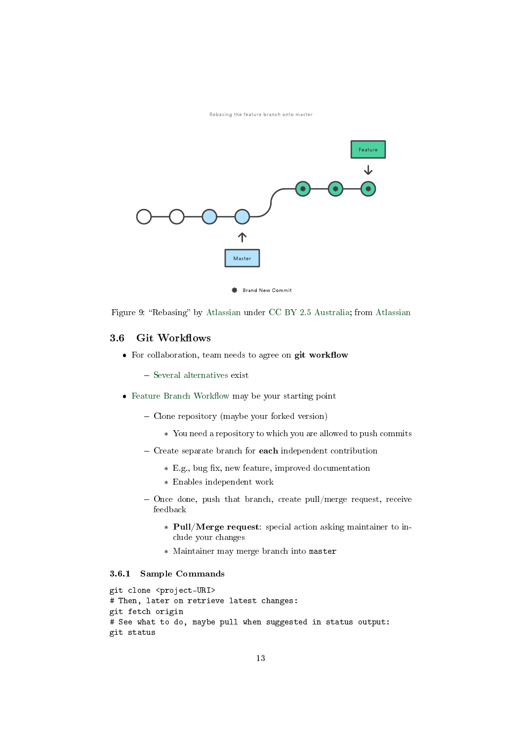Figure 9: "Rebasing" by Atlassian under CC BY 2.5 Australia; from Atlassian

## 3.6 Git Workflows

- For collaboration, team needs to agree on **git workflow**
  - Several alternatives exist
- Feature Branch Workflow may be your starting point
  - Clone repository (maybe your forked version)
    - You need a repository to which you are allowed to push commits
  - Create separate branch for **each** independent contribution
    - E.g., bug fix, new feature, improved documentation
    - Enables independent work
  - Once done, push that branch, create pull/merge request, receive feedback
    - **Pull/Merge request**: special action asking maintainer to include your changes
    - Maintainer may merge branch into `master`

### 3.6.1 Sample Commands

```
git clone <project-URI>
# Then, later on retrieve latest changes:
git fetch origin
# See what to do, maybe pull when suggested in status output:
git status
```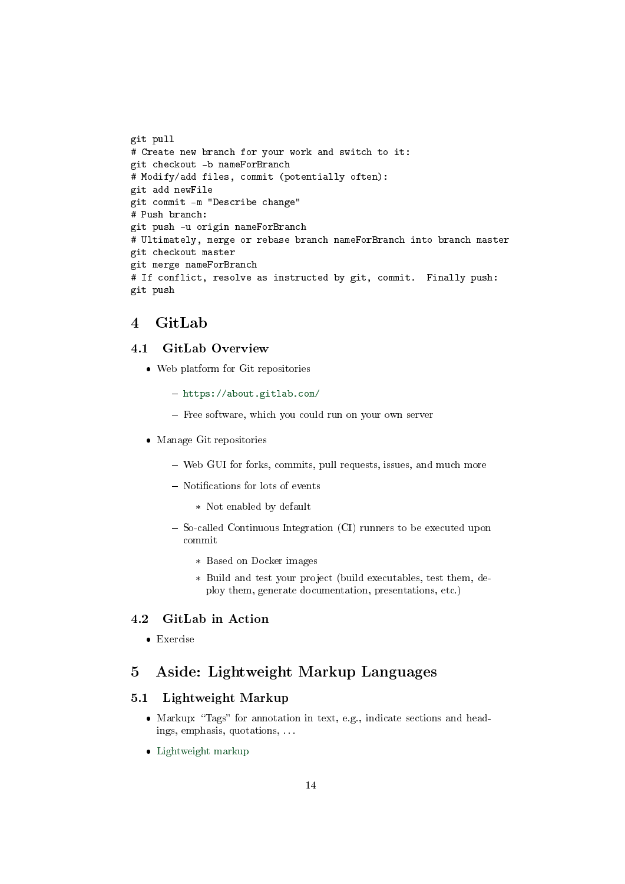```
git pull
# Create new branch for your work and switch to it:
git checkout -b nameForBranch
# Modify/add files, commit (potentially often):
git add newFile
git commit -m "Describe change"
# Push branch:
git push -u origin nameForBranch
# Ultimately, merge or rebase branch nameForBranch into branch master
git checkout master
git merge nameForBranch
# If conflict, resolve as instructed by git, commit.  Finally push:
git push
```

# 4 GitLab

## 4.1 GitLab Overview

- Web platform for Git repositories
  - https://about.gitlab.com/
  - Free software, which you could run on your own server
- Manage Git repositories
  - Web GUI for forks, commits, pull requests, issues, and much more
  - Notifications for lots of events
    - Not enabled by default
  - So-called Continuous Integration (CI) runners to be executed upon commit
    - Based on Docker images
    - Build and test your project (build executables, test them, deploy them, generate documentation, presentations, etc.)

## 4.2 GitLab in Action

- Exercise

# 5 Aside: Lightweight Markup Languages

## 5.1 Lightweight Markup

- Markup: “Tags” for annotation in text, e.g., indicate sections and headings, emphasis, quotations, …
- Lightweight markup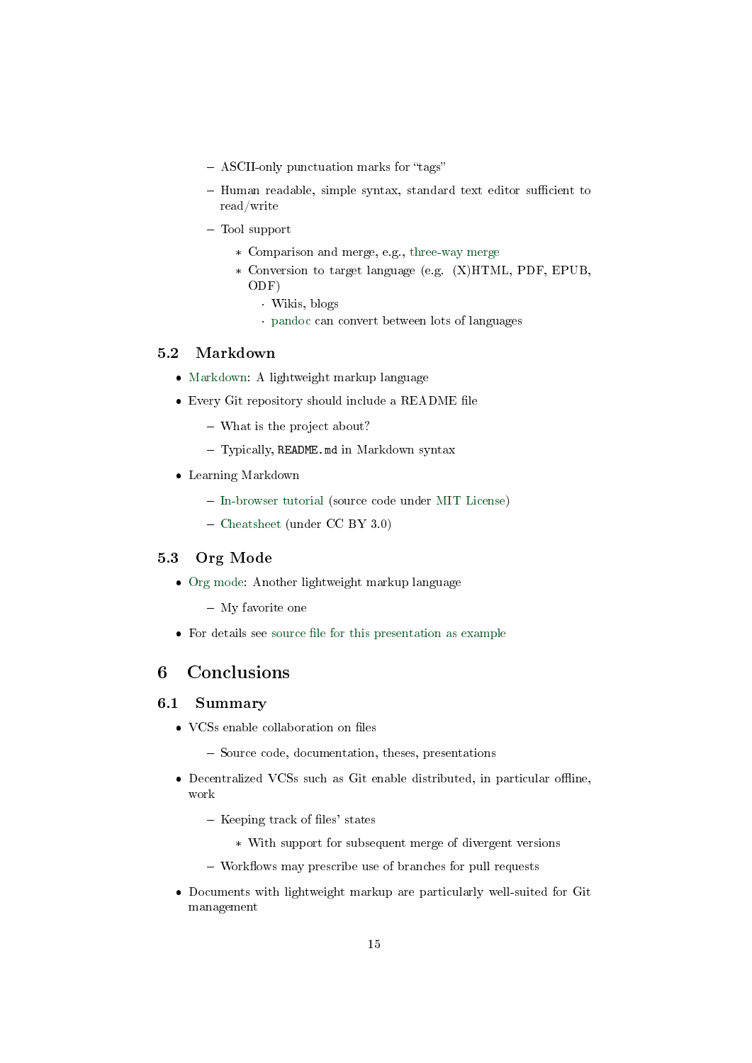- ASCII-only punctuation marks for "tags"
  - Human readable, simple syntax, standard text editor sufficient to read/write
  - Tool support
    - Comparison and merge, e.g., three-way merge
    - Conversion to target language (e.g. (X)HTML, PDF, EPUB, ODF)
      - Wikis, blogs
      - pandoc can convert between lots of languages

## 5.2 Markdown

- Markdown: A lightweight markup language
- Every Git repository should include a README file
  - What is the project about?
  - Typically, `README.md` in Markdown syntax
- Learning Markdown
  - In-browser tutorial (source code under MIT License)
  - Cheatsheet (under CC BY 3.0)

## 5.3 Org Mode

- Org mode: Another lightweight markup language
  - My favorite one
- For details see source file for this presentation as example

# 6 Conclusions

## 6.1 Summary

- VCSs enable collaboration on files
  - Source code, documentation, theses, presentations
- Decentralized VCSs such as Git enable distributed, in particular offline, work
  - Keeping track of files' states
    - With support for subsequent merge of divergent versions
  - Workflows may prescribe use of branches for pull requests
- Documents with lightweight markup are particularly well-suited for Git management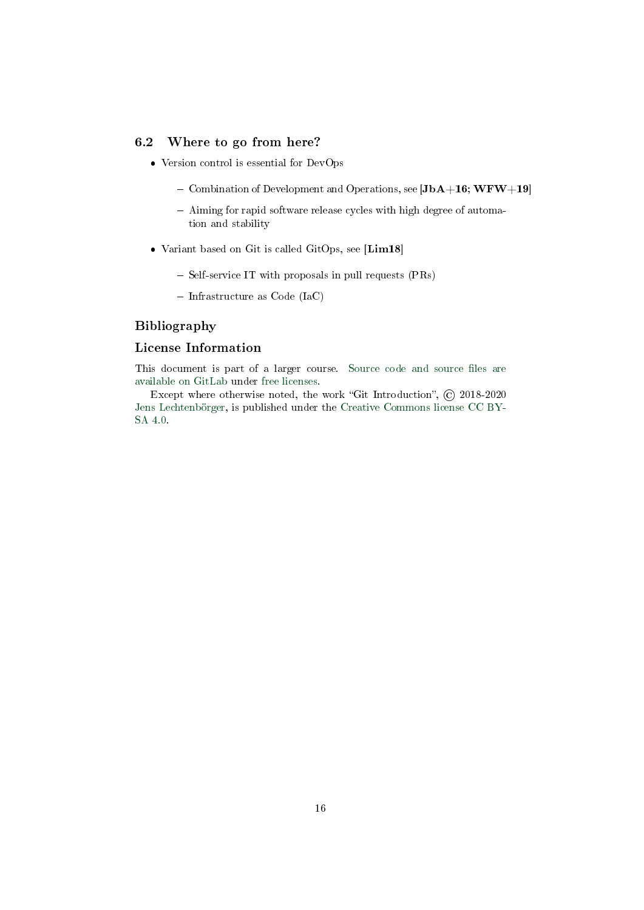## 6.2 Where to go from here?

- Version control is essential for DevOps
  - Combination of Development and Operations, see [**JbA+16; WFW+19**]
  - Aiming for rapid software release cycles with high degree of automation and stability
- Variant based on Git is called GitOps, see [**Lim18**]
  - Self-service IT with proposals in pull requests (PRs)
  - Infrastructure as Code (IaC)

## Bibliography

## License Information

This document is part of a larger course. Source code and source files are available on GitLab under free licenses.

Except where otherwise noted, the work "Git Introduction", © 2018-2020 Jens Lechtenbörger, is published under the Creative Commons license CC BY-SA 4.0.